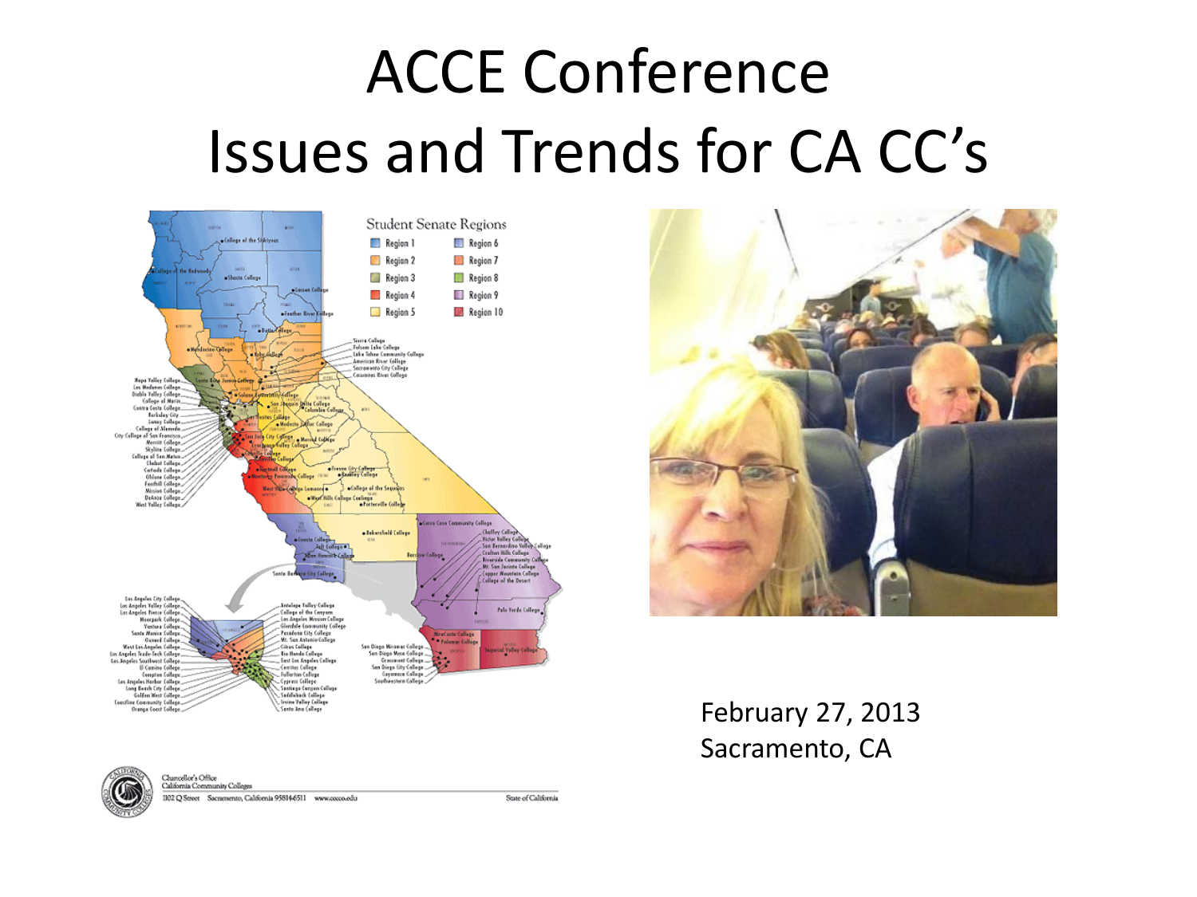# ACCE Conference
# Issues and Trends for CA CC's

February 27, 2013
Sacramento, CA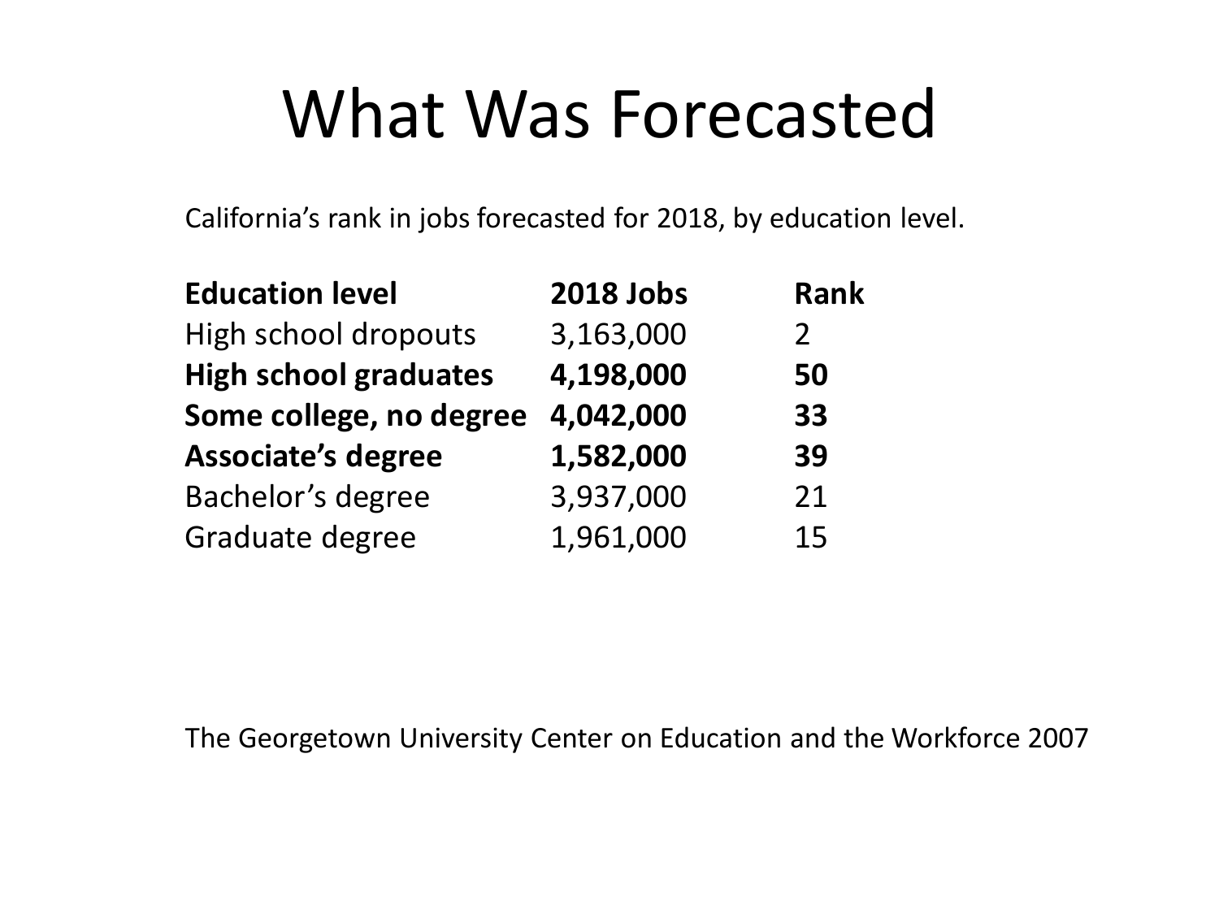# What Was Forecasted

California's rank in jobs forecasted for 2018, by education level.

| Education level | 2018 Jobs | Rank |
| --- | --- | --- |
| High school dropouts | 3,163,000 | 2 |
| **High school graduates** | **4,198,000** | **50** |
| **Some college, no degree** | **4,042,000** | **33** |
| **Associate's degree** | **1,582,000** | **39** |
| Bachelor's degree | 3,937,000 | 21 |
| Graduate degree | 1,961,000 | 15 |

The Georgetown University Center on Education and the Workforce 2007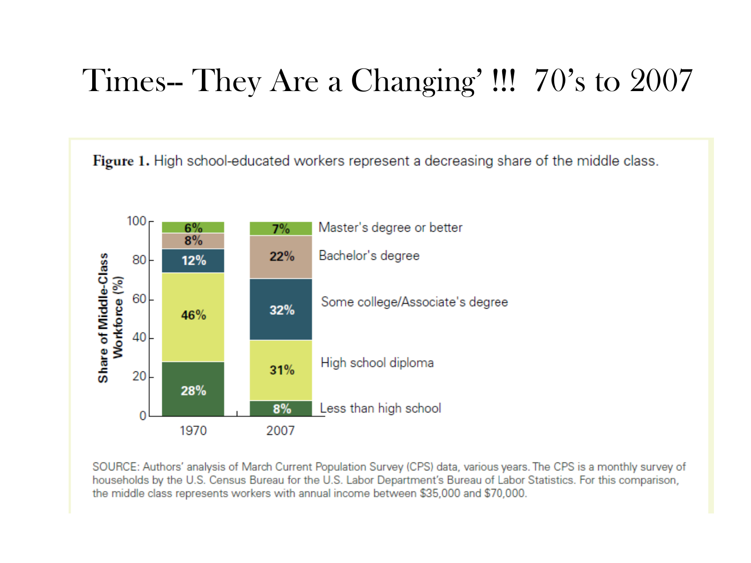# Times-- They Are a Changing' !!! 70's to 2007

**Figure 1.** High school-educated workers represent a decreasing share of the middle class.

| Share of Middle-Class Workforce (%) | 1970 | 2007 |
|---|---|---|
| Master's degree or better | 6% | 7% |
| Bachelor's degree | 8% | 22% |
| Some college/Associate's degree | 12% | 32% |
| High school diploma | 46% | 31% |
| Less than high school | 28% | 8% |

SOURCE: Authors' analysis of March Current Population Survey (CPS) data, various years. The CPS is a monthly survey of households by the U.S. Census Bureau for the U.S. Labor Department's Bureau of Labor Statistics. For this comparison, the middle class represents workers with annual income between $35,000 and $70,000.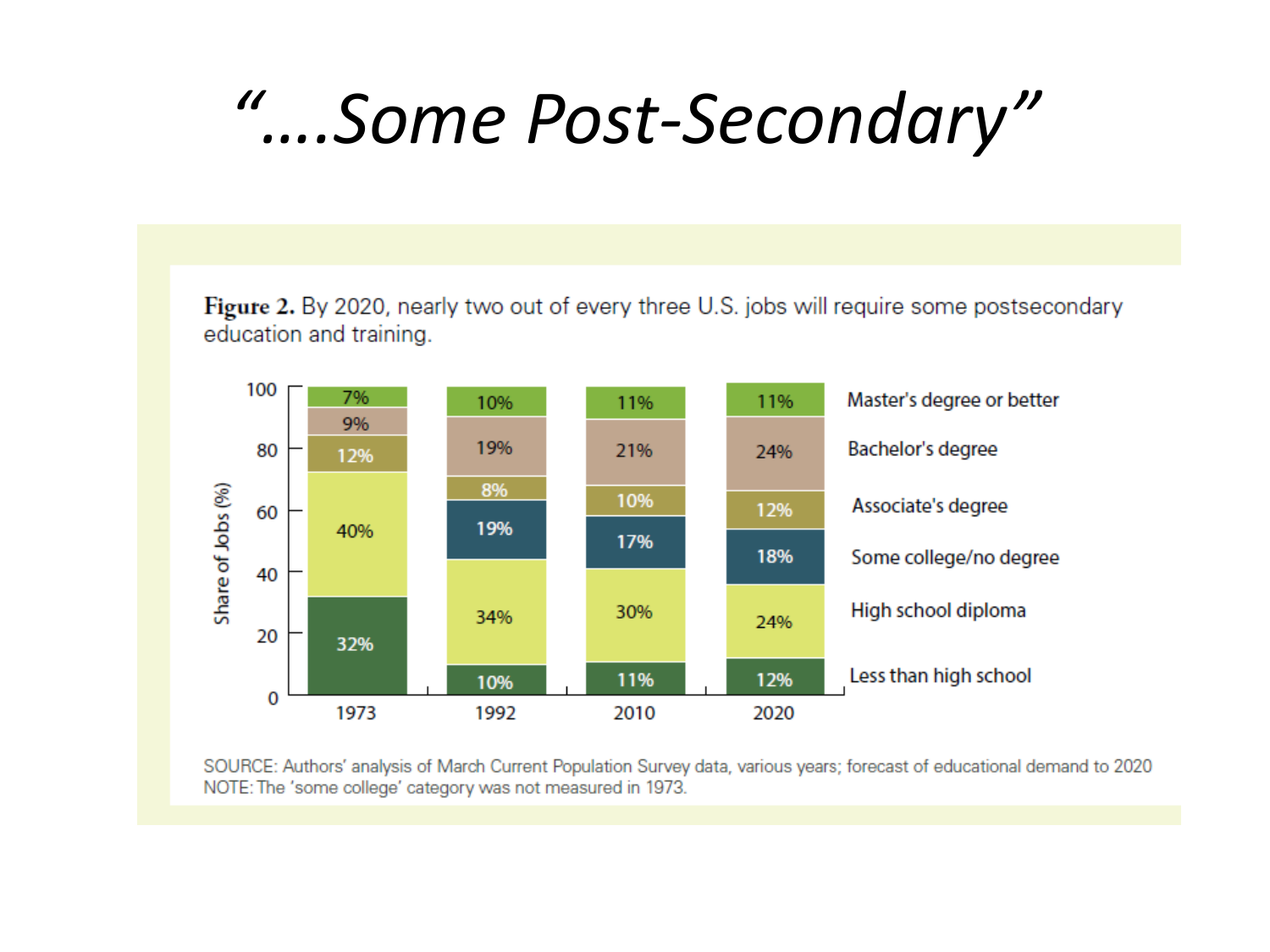# *"….Some Post-Secondary"*

**Figure 2.** By 2020, nearly two out of every three U.S. jobs will require some postsecondary education and training.

| | 1973 | 1992 | 2010 | 2020 |
|---|---|---|---|---|
| Master's degree or better | 7% | 10% | 11% | 11% |
| Bachelor's degree | 9% | 19% | 21% | 24% |
| Associate's degree | 12% | 8% | 10% | 12% |
| Some college/no degree | | 19% | 17% | 18% |
| High school diploma | 40% | 34% | 30% | 24% |
| Less than high school | 32% | 10% | 11% | 12% |

SOURCE: Authors' analysis of March Current Population Survey data, various years; forecast of educational demand to 2020
NOTE: The 'some college' category was not measured in 1973.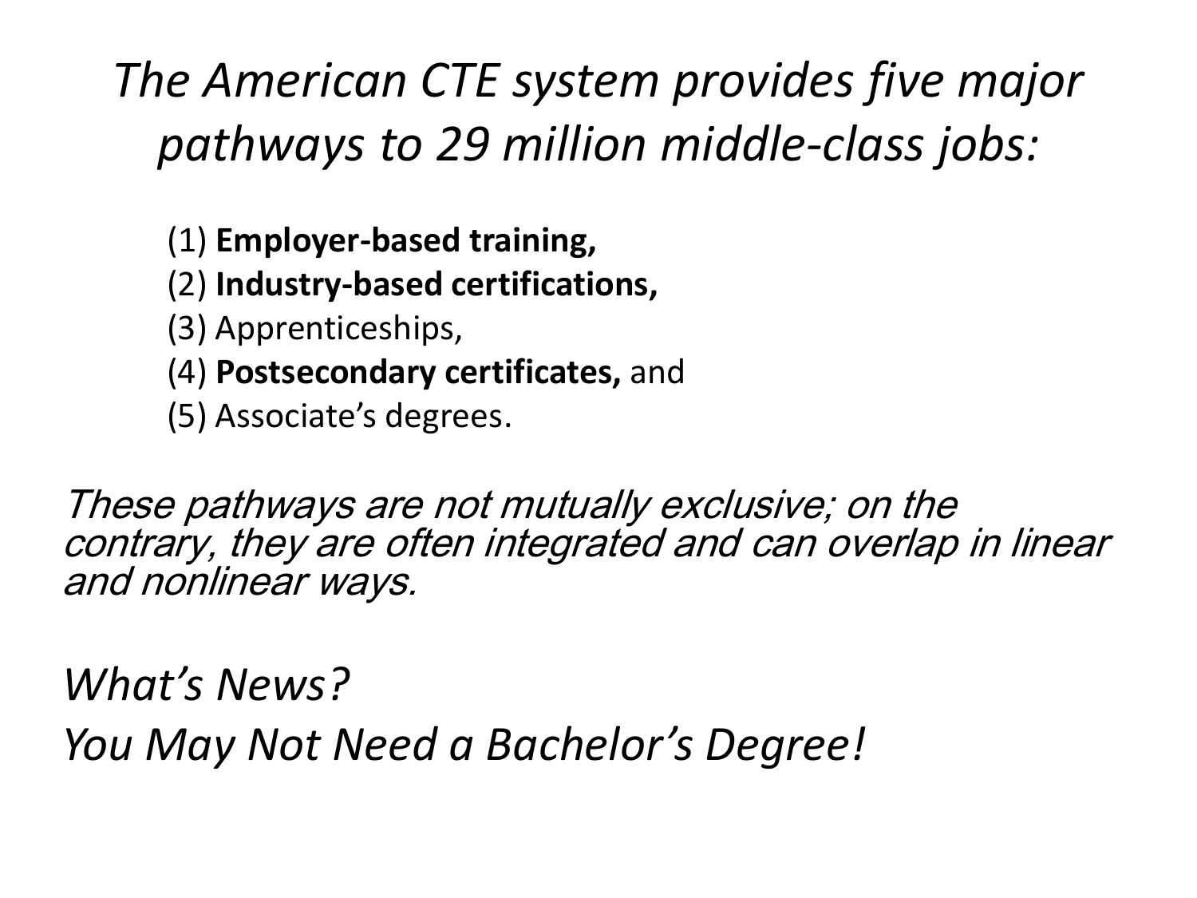# *The American CTE system provides five major pathways to 29 million middle-class jobs:*

(1) **Employer-based training,**
(2) **Industry-based certifications,**
(3) Apprenticeships,
(4) **Postsecondary certificates,** and
(5) Associate's degrees.

*These pathways are not mutually exclusive; on the contrary, they are often integrated and can overlap in linear and nonlinear ways.*

*What's News?*
*You May Not Need a Bachelor's Degree!*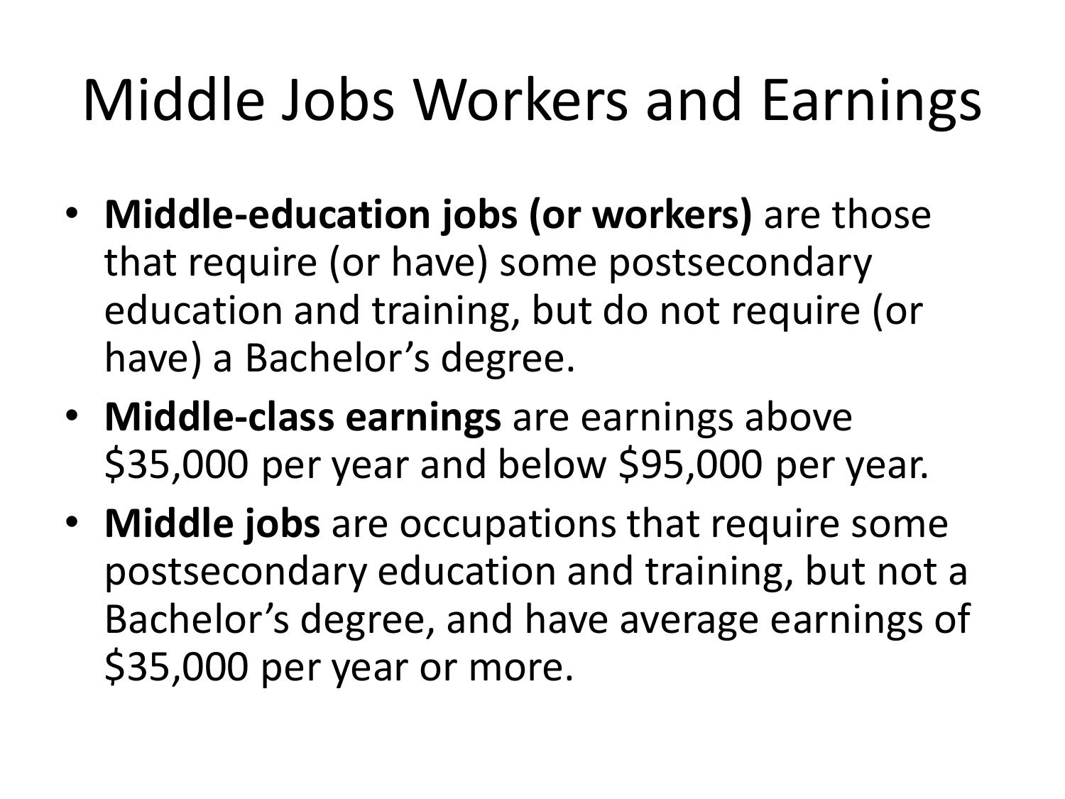# Middle Jobs Workers and Earnings

- **Middle-education jobs (or workers)** are those that require (or have) some postsecondary education and training, but do not require (or have) a Bachelor's degree.
- **Middle-class earnings** are earnings above $35,000 per year and below $95,000 per year.
- **Middle jobs** are occupations that require some postsecondary education and training, but not a Bachelor's degree, and have average earnings of $35,000 per year or more.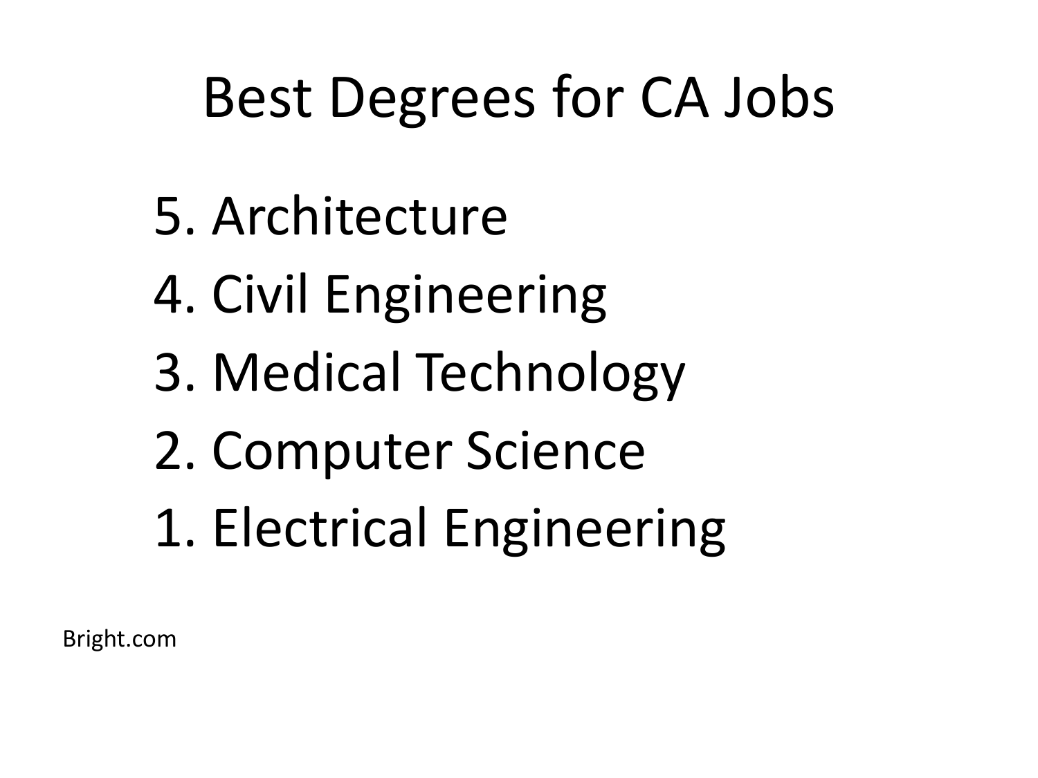# Best Degrees for CA Jobs

5. Architecture
4. Civil Engineering
3. Medical Technology
2. Computer Science
1. Electrical Engineering

Bright.com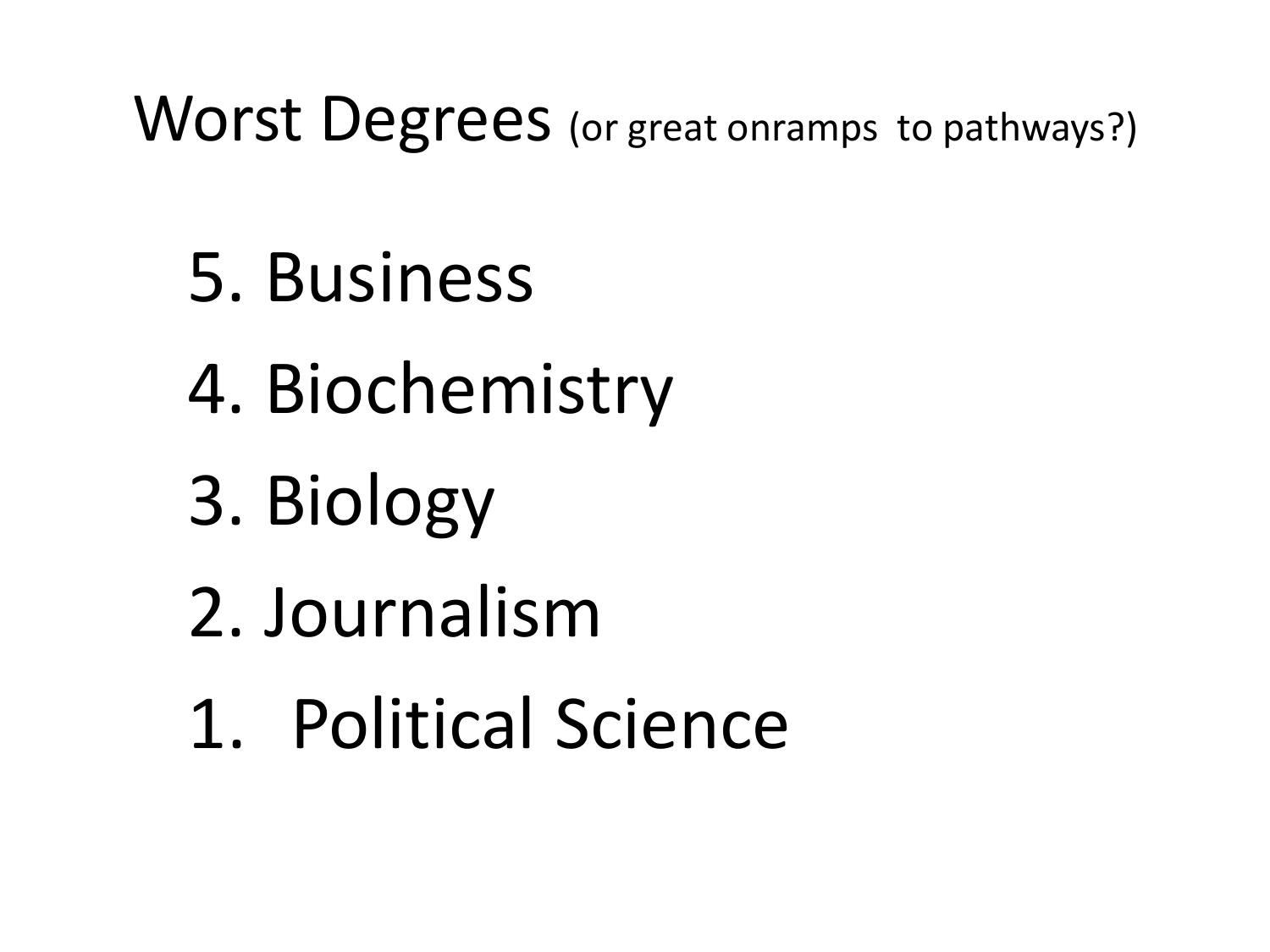# Worst Degrees (or great onramps to pathways?)

5. Business
4. Biochemistry
3. Biology
2. Journalism
1. Political Science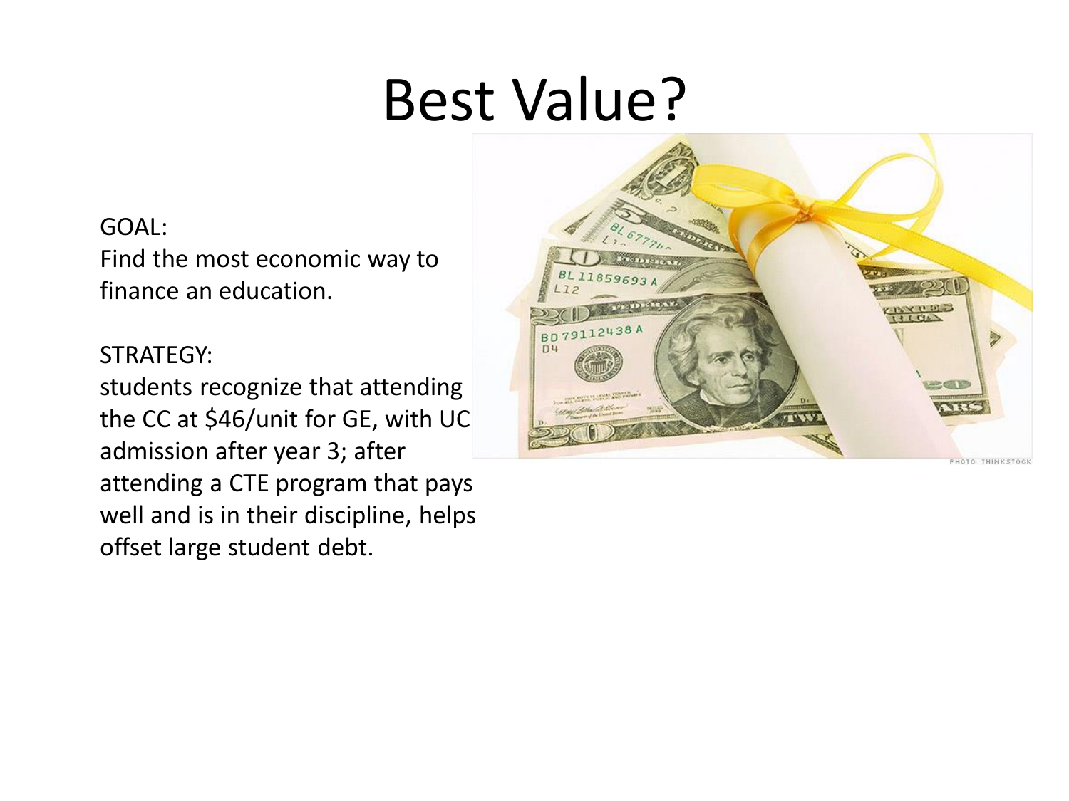# Best Value?

GOAL:
Find the most economic way to finance an education.

STRATEGY:
students recognize that attending the CC at $46/unit for GE, with UC admission after year 3; after attending a CTE program that pays well and is in their discipline, helps offset large student debt.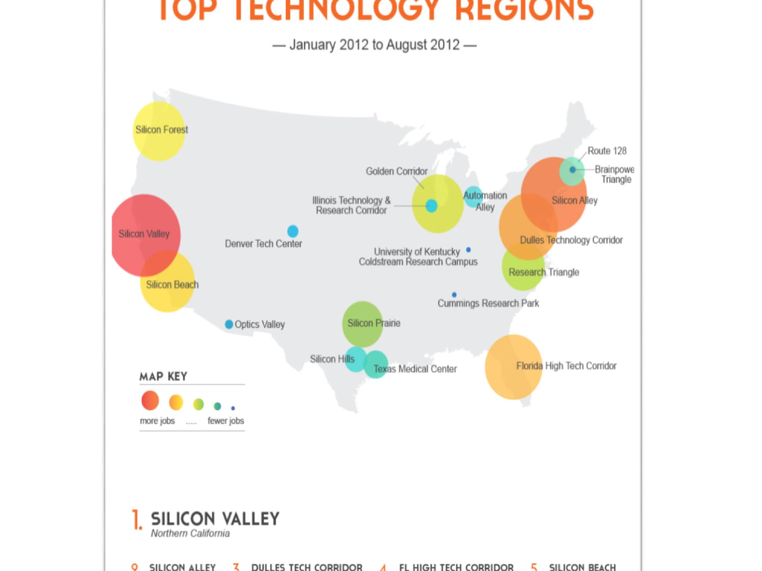# TOP TECHNOLOGY REGIONS

— January 2012 to August 2012 —

Silicon Forest

Silicon Valley

Silicon Beach

Denver Tech Center

Optics Valley

Golden Corridor

Illinois Technology & Research Corridor

Automation Alley

University of Kentucky Coldstream Research Campus

Cummings Research Park

Silicon Prairie

Silicon Hills

Texas Medical Center

Route 128

Brainpowe Triangle

Silicon Alley

Dulles Technology Corridor

Research Triangle

Florida High Tech Corridor

**MAP KEY**

more jobs ..... fewer jobs

## 1. SILICON VALLEY

*Northern California*

2. SILICON ALLEY 3. DULLES TECH CORRIDOR 4. FL HIGH TECH CORRIDOR 5. SILICON BEACH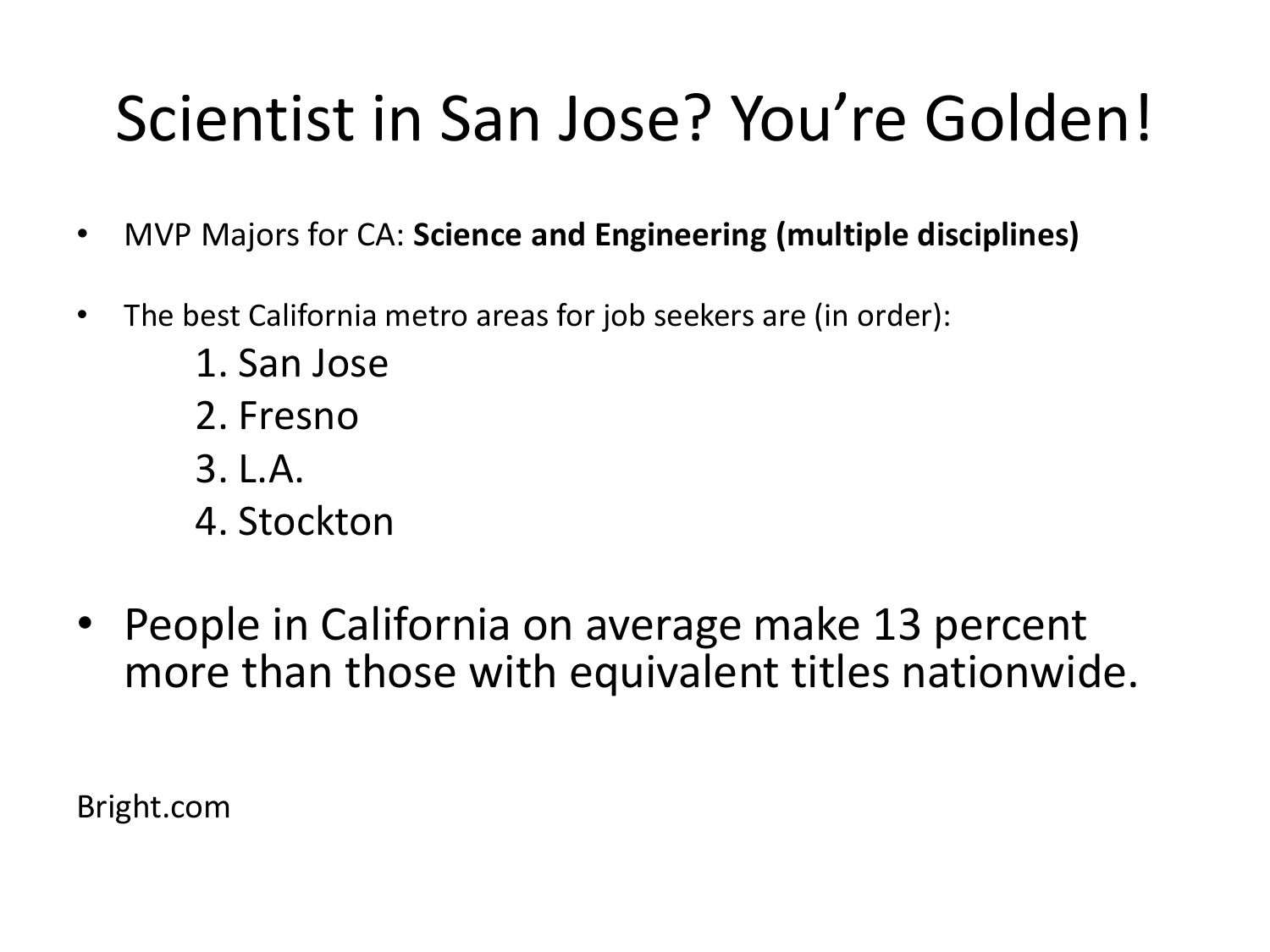# Scientist in San Jose? You're Golden!

- MVP Majors for CA: **Science and Engineering (multiple disciplines)**

- The best California metro areas for job seekers are (in order):
  1. San Jose
  2. Fresno
  3. L.A.
  4. Stockton

- People in California on average make 13 percent more than those with equivalent titles nationwide.

Bright.com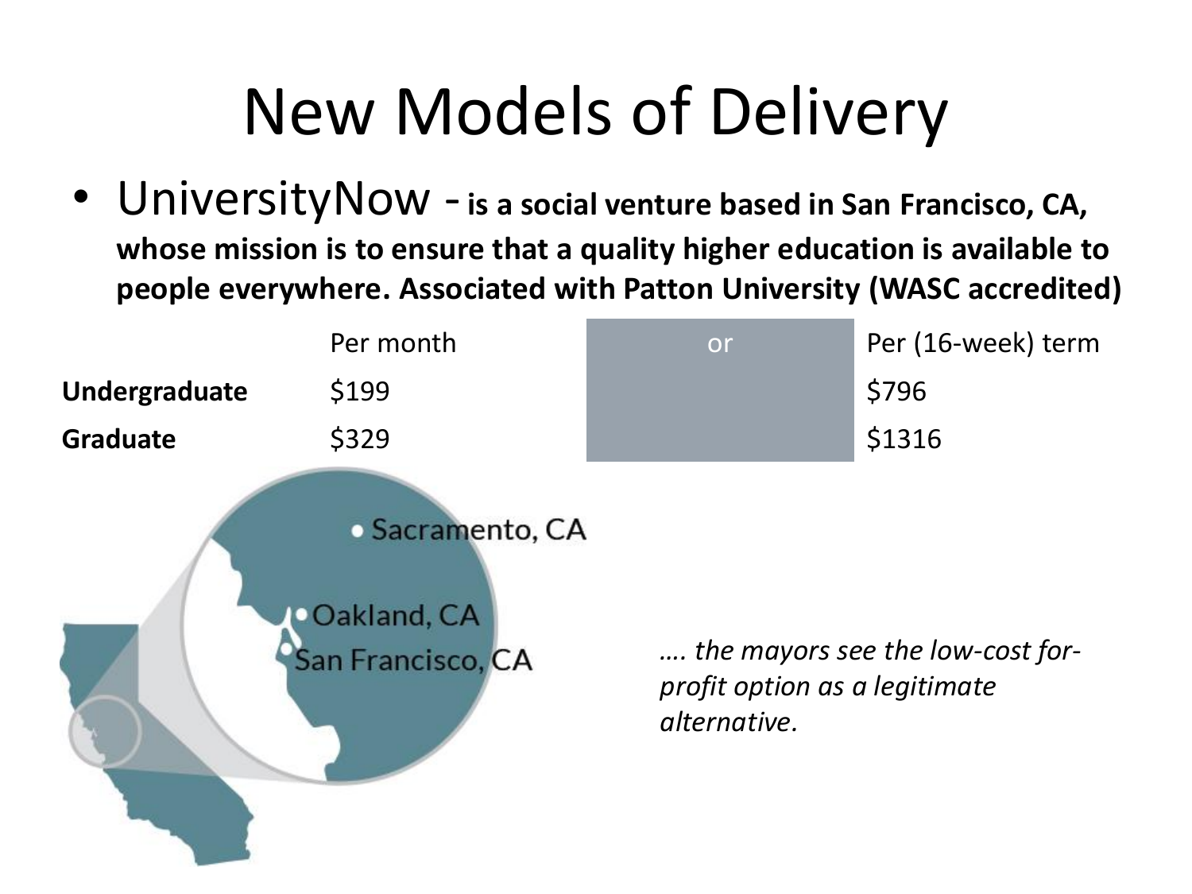# New Models of Delivery

- UniversityNow - **is a social venture based in San Francisco, CA, whose mission is to ensure that a quality higher education is available to people everywhere. Associated with Patton University (WASC accredited)**

| | Per month | or | Per (16-week) term |
|---|---|---|---|
| **Undergraduate** | $199 | | $796 |
| **Graduate** | $329 | | $1316 |

Sacramento, CA

Oakland, CA

San Francisco, CA

*…. the mayors see the low-cost for-profit option as a legitimate alternative.*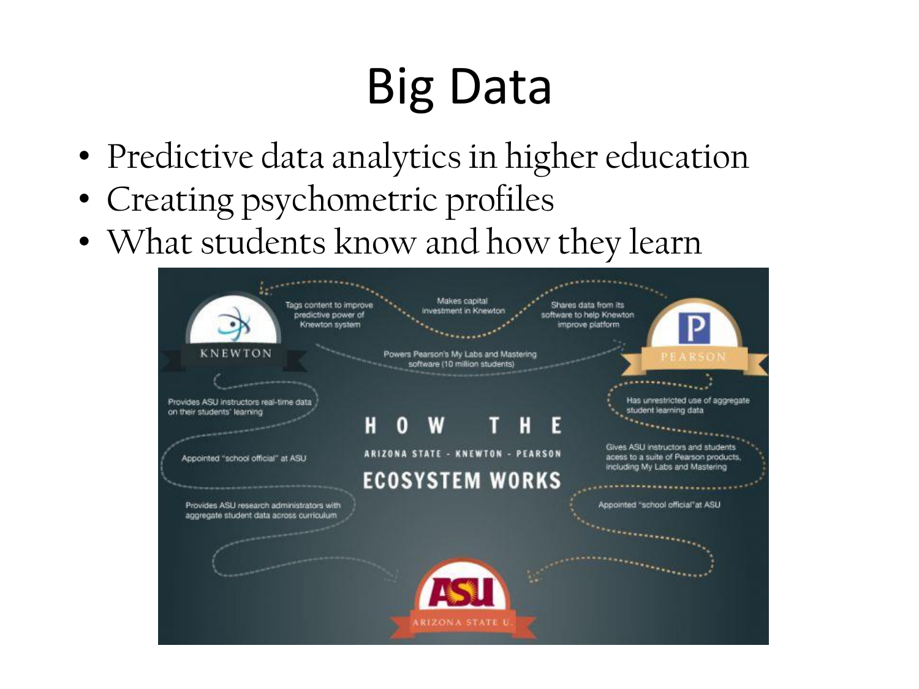# Big Data

- Predictive data analytics in higher education
- Creating psychometric profiles
- What students know and how they learn

HOW THE ARIZONA STATE - KNEWTON - PEARSON ECOSYSTEM WORKS

KNEWTON

PEARSON

ARIZONA STATE U.

- Tags content to improve predictive power of Knewton system
- Makes capital investment in Knewton
- Shares data from its software to help Knewton improve platform
- Powers Pearson's My Labs and Mastering software (10 million students)
- Provides ASU instructors real-time data on their students' learning
- Appointed "school official" at ASU
- Provides ASU research administrators with aggregate student data across curriculum
- Has unrestricted use of aggregate student learning data
- Gives ASU instructors and students acess to a suite of Pearson products, including My Labs and Mastering
- Appointed "school official" at ASU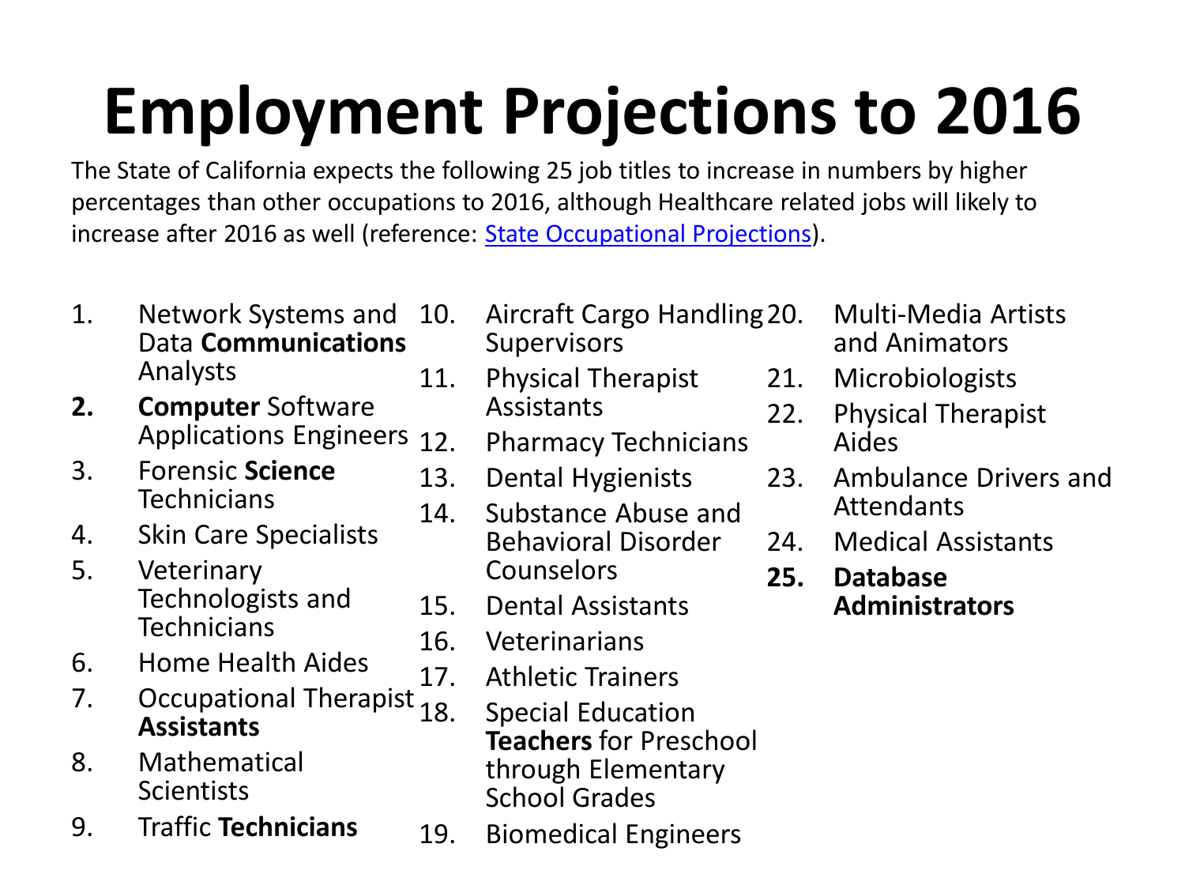# Employment Projections to 2016

The State of California expects the following 25 job titles to increase in numbers by higher percentages than other occupations to 2016, although Healthcare related jobs will likely to increase after 2016 as well (reference: [State Occupational Projections]()).

1. Network Systems and Data **Communications** Analysts
2. **Computer** Software Applications Engineers
3. Forensic **Science** Technicians
4. Skin Care Specialists
5. Veterinary Technologists and Technicians
6. Home Health Aides
7. Occupational Therapist **Assistants**
8. Mathematical Scientists
9. Traffic **Technicians**
10. Aircraft Cargo Handling Supervisors
11. Physical Therapist Assistants
12. Pharmacy Technicians
13. Dental Hygienists
14. Substance Abuse and Behavioral Disorder Counselors
15. Dental Assistants
16. Veterinarians
17. Athletic Trainers
18. Special Education **Teachers** for Preschool through Elementary School Grades
19. Biomedical Engineers
20. Multi-Media Artists and Animators
21. Microbiologists
22. Physical Therapist Aides
23. Ambulance Drivers and Attendants
24. Medical Assistants
25. **Database Administrators**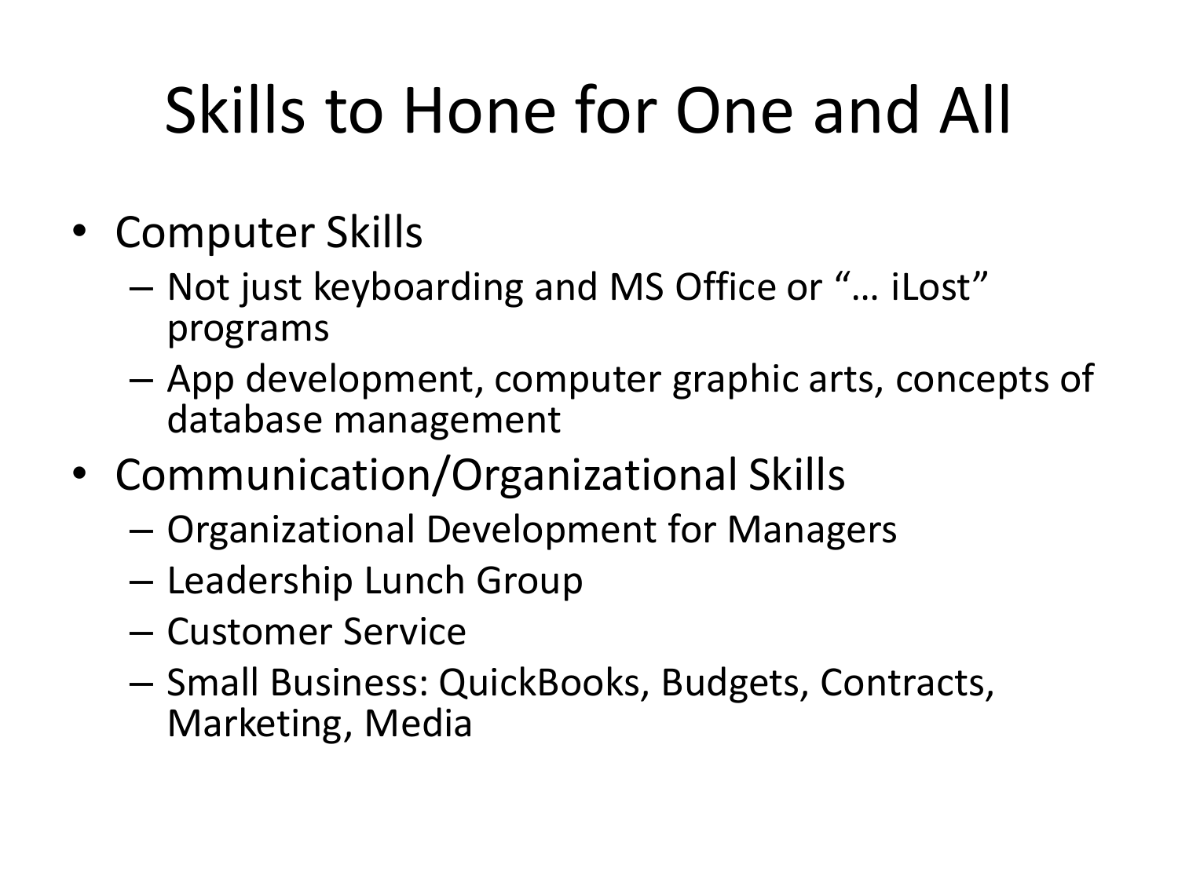# Skills to Hone for One and All

- Computer Skills
  - Not just keyboarding and MS Office or "… iLost" programs
  - App development, computer graphic arts, concepts of database management
- Communication/Organizational Skills
  - Organizational Development for Managers
  - Leadership Lunch Group
  - Customer Service
  - Small Business: QuickBooks, Budgets, Contracts, Marketing, Media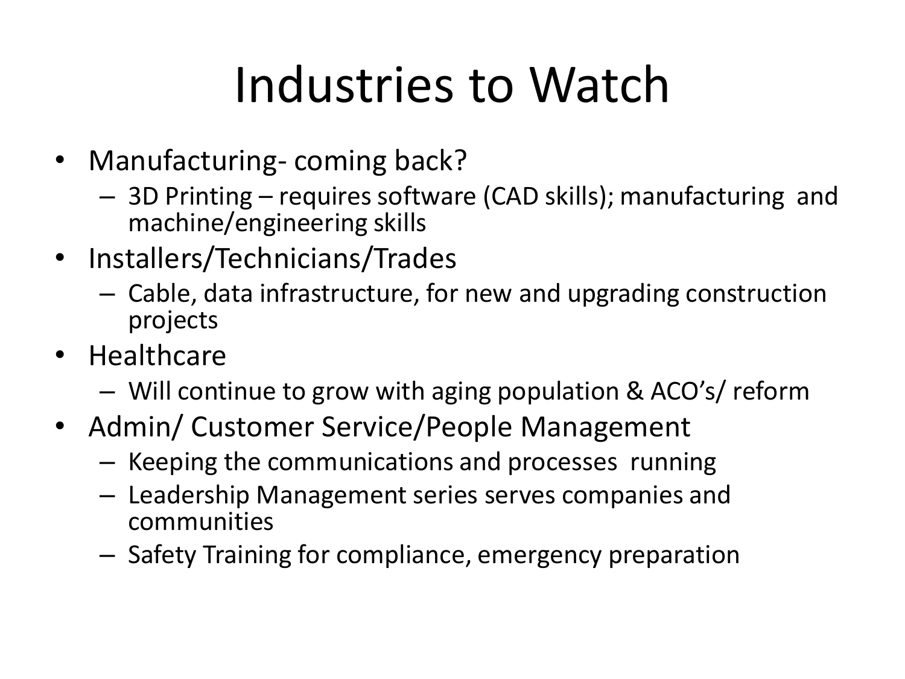# Industries to Watch

- Manufacturing- coming back?
  - 3D Printing – requires software (CAD skills); manufacturing and machine/engineering skills
- Installers/Technicians/Trades
  - Cable, data infrastructure, for new and upgrading construction projects
- Healthcare
  - Will continue to grow with aging population & ACO's/ reform
- Admin/ Customer Service/People Management
  - Keeping the communications and processes running
  - Leadership Management series serves companies and communities
  - Safety Training for compliance, emergency preparation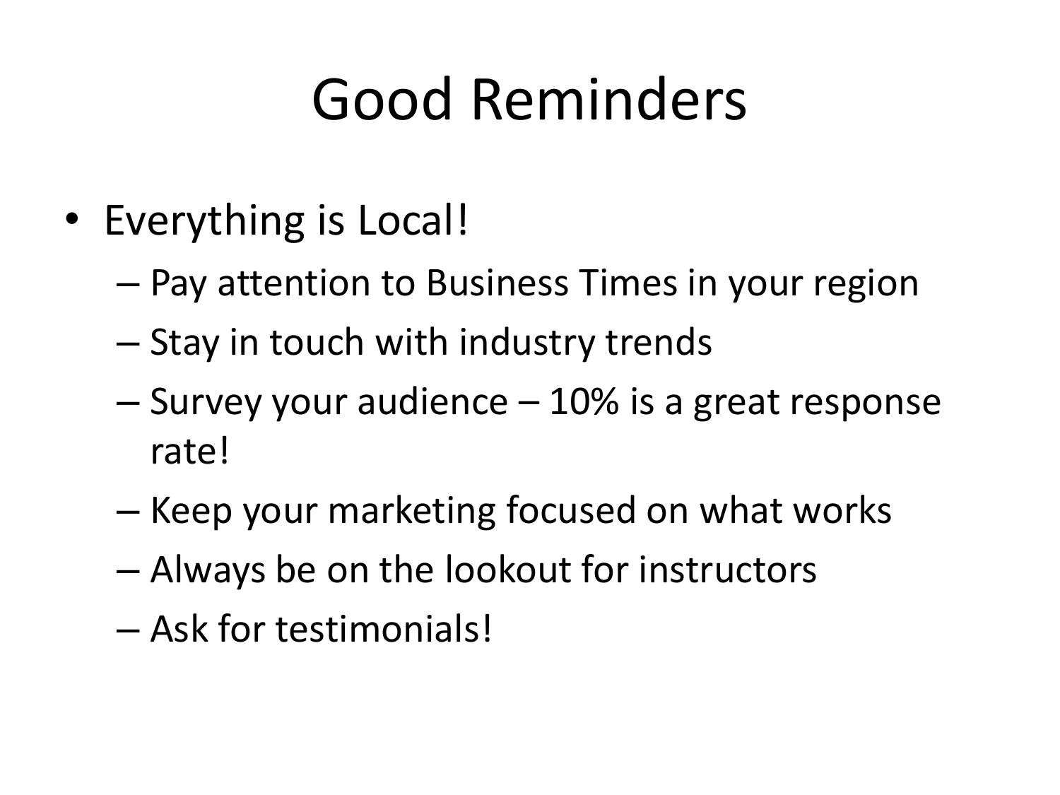# Good Reminders

- Everything is Local!
  - Pay attention to Business Times in your region
  - Stay in touch with industry trends
  - Survey your audience – 10% is a great response rate!
  - Keep your marketing focused on what works
  - Always be on the lookout for instructors
  - Ask for testimonials!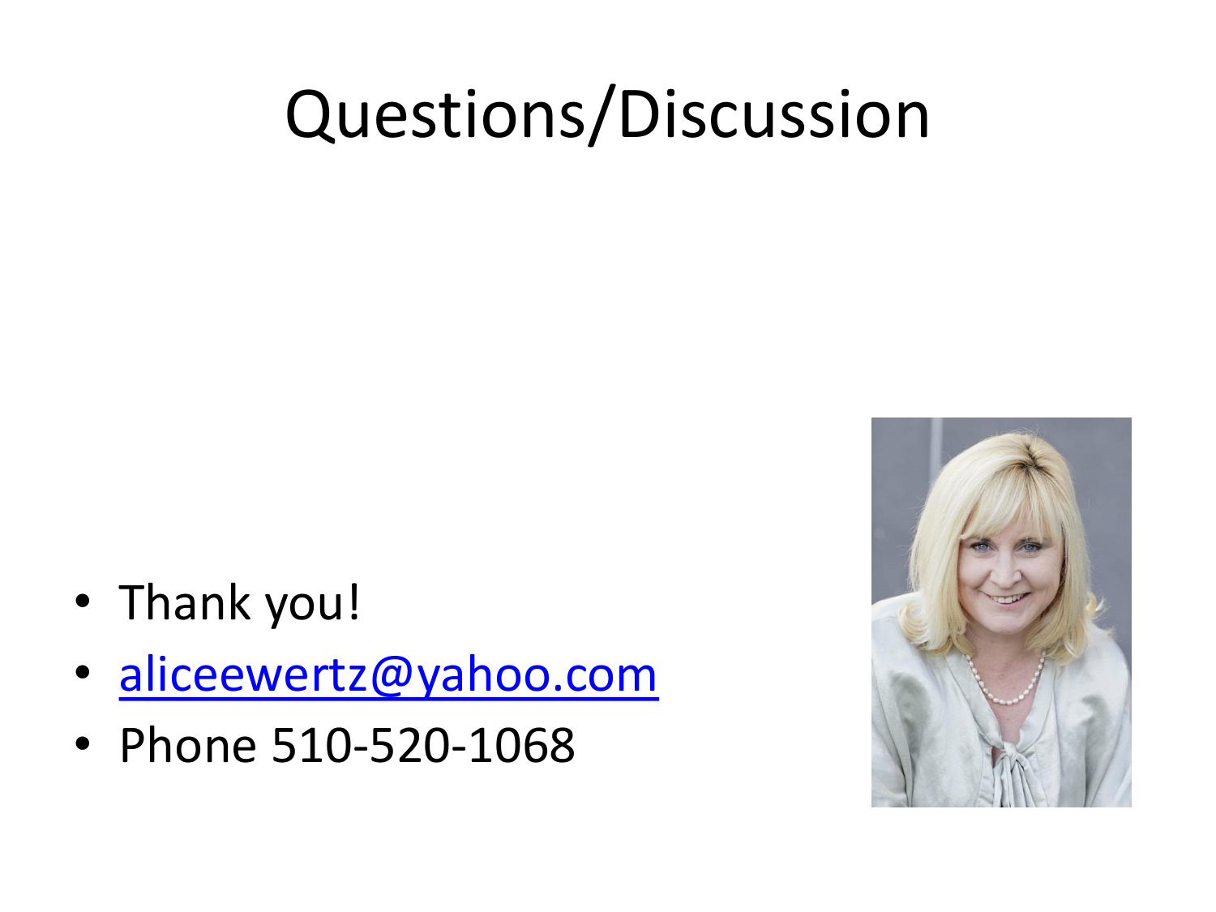# Questions/Discussion

- Thank you!
- aliceewertz@yahoo.com
- Phone 510-520-1068